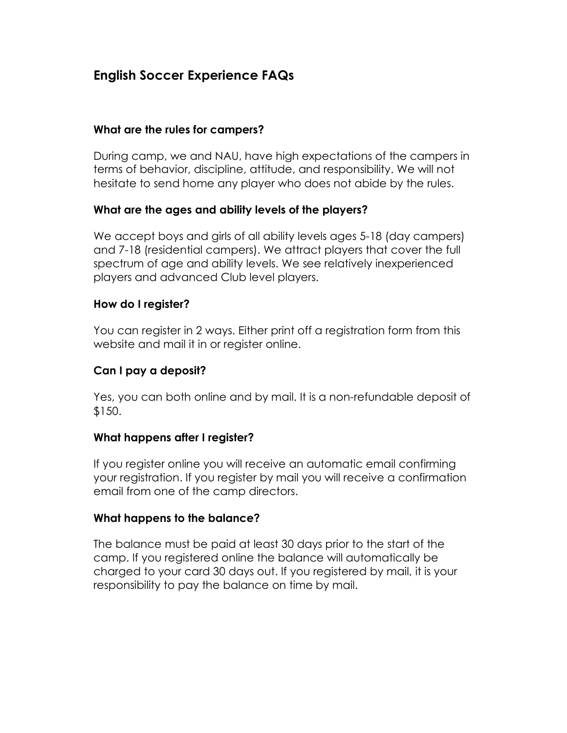# English Soccer Experience FAQs

### What are the rules for campers?

During camp, we and NAU, have high expectations of the campers in terms of behavior, discipline, attitude, and responsibility. We will not hesitate to send home any player who does not abide by the rules.

### What are the ages and ability levels of the players?

We accept boys and girls of all ability levels ages 5-18 (day campers) and 7-18 (residential campers). We attract players that cover the full spectrum of age and ability levels. We see relatively inexperienced players and advanced Club level players.

### How do I register?

You can register in 2 ways. Either print off a registration form from this website and mail it in or register online.

### Can I pay a deposit?

Yes, you can both online and by mail. It is a non-refundable deposit of $150.

### What happens after I register?

If you register online you will receive an automatic email confirming your registration. If you register by mail you will receive a confirmation email from one of the camp directors.

### What happens to the balance?

The balance must be paid at least 30 days prior to the start of the camp. If you registered online the balance will automatically be charged to your card 30 days out. If you registered by mail, it is your responsibility to pay the balance on time by mail.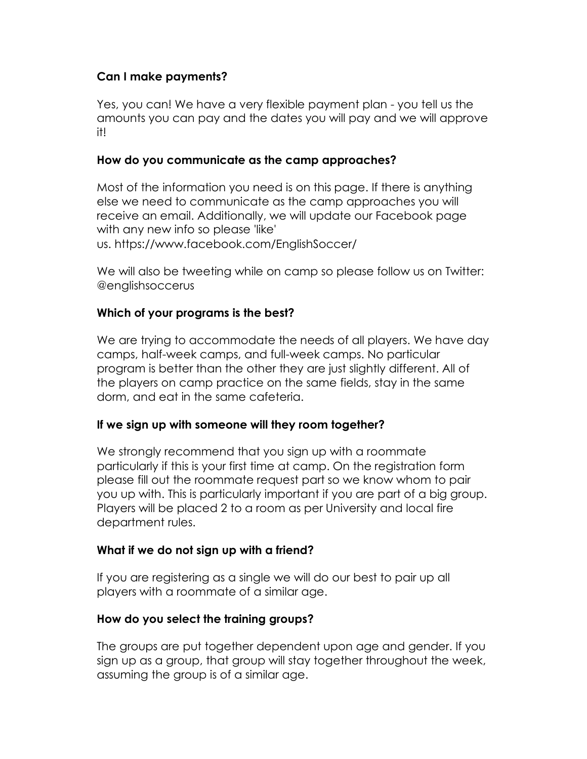**Can I make payments?**

Yes, you can! We have a very flexible payment plan - you tell us the amounts you can pay and the dates you will pay and we will approve it!

**How do you communicate as the camp approaches?**

Most of the information you need is on this page. If there is anything else we need to communicate as the camp approaches you will receive an email. Additionally, we will update our Facebook page with any new info so please 'like' us. https://www.facebook.com/EnglishSoccer/

We will also be tweeting while on camp so please follow us on Twitter: @englishsoccerus

**Which of your programs is the best?**

We are trying to accommodate the needs of all players. We have day camps, half-week camps, and full-week camps. No particular program is better than the other they are just slightly different. All of the players on camp practice on the same fields, stay in the same dorm, and eat in the same cafeteria.

**If we sign up with someone will they room together?**

We strongly recommend that you sign up with a roommate particularly if this is your first time at camp. On the registration form please fill out the roommate request part so we know whom to pair you up with. This is particularly important if you are part of a big group. Players will be placed 2 to a room as per University and local fire department rules.

**What if we do not sign up with a friend?**

If you are registering as a single we will do our best to pair up all players with a roommate of a similar age.

**How do you select the training groups?**

The groups are put together dependent upon age and gender. If you sign up as a group, that group will stay together throughout the week, assuming the group is of a similar age.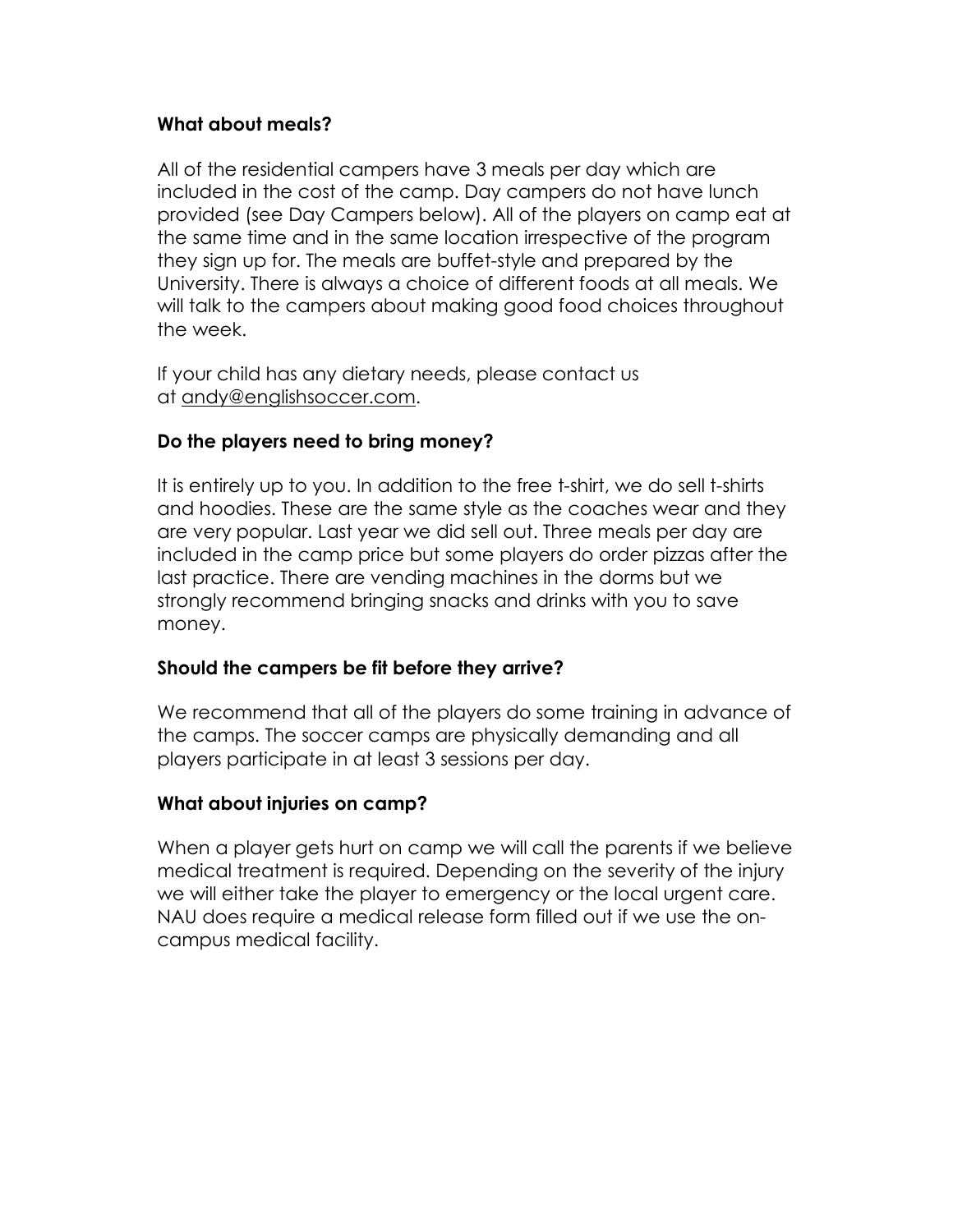**What about meals?**

All of the residential campers have 3 meals per day which are included in the cost of the camp. Day campers do not have lunch provided (see Day Campers below). All of the players on camp eat at the same time and in the same location irrespective of the program they sign up for. The meals are buffet-style and prepared by the University. There is always a choice of different foods at all meals. We will talk to the campers about making good food choices throughout the week.

If your child has any dietary needs, please contact us at andy@englishsoccer.com.

**Do the players need to bring money?**

It is entirely up to you. In addition to the free t-shirt, we do sell t-shirts and hoodies. These are the same style as the coaches wear and they are very popular. Last year we did sell out. Three meals per day are included in the camp price but some players do order pizzas after the last practice. There are vending machines in the dorms but we strongly recommend bringing snacks and drinks with you to save money.

**Should the campers be fit before they arrive?**

We recommend that all of the players do some training in advance of the camps. The soccer camps are physically demanding and all players participate in at least 3 sessions per day.

**What about injuries on camp?**

When a player gets hurt on camp we will call the parents if we believe medical treatment is required. Depending on the severity of the injury we will either take the player to emergency or the local urgent care. NAU does require a medical release form filled out if we use the on-campus medical facility.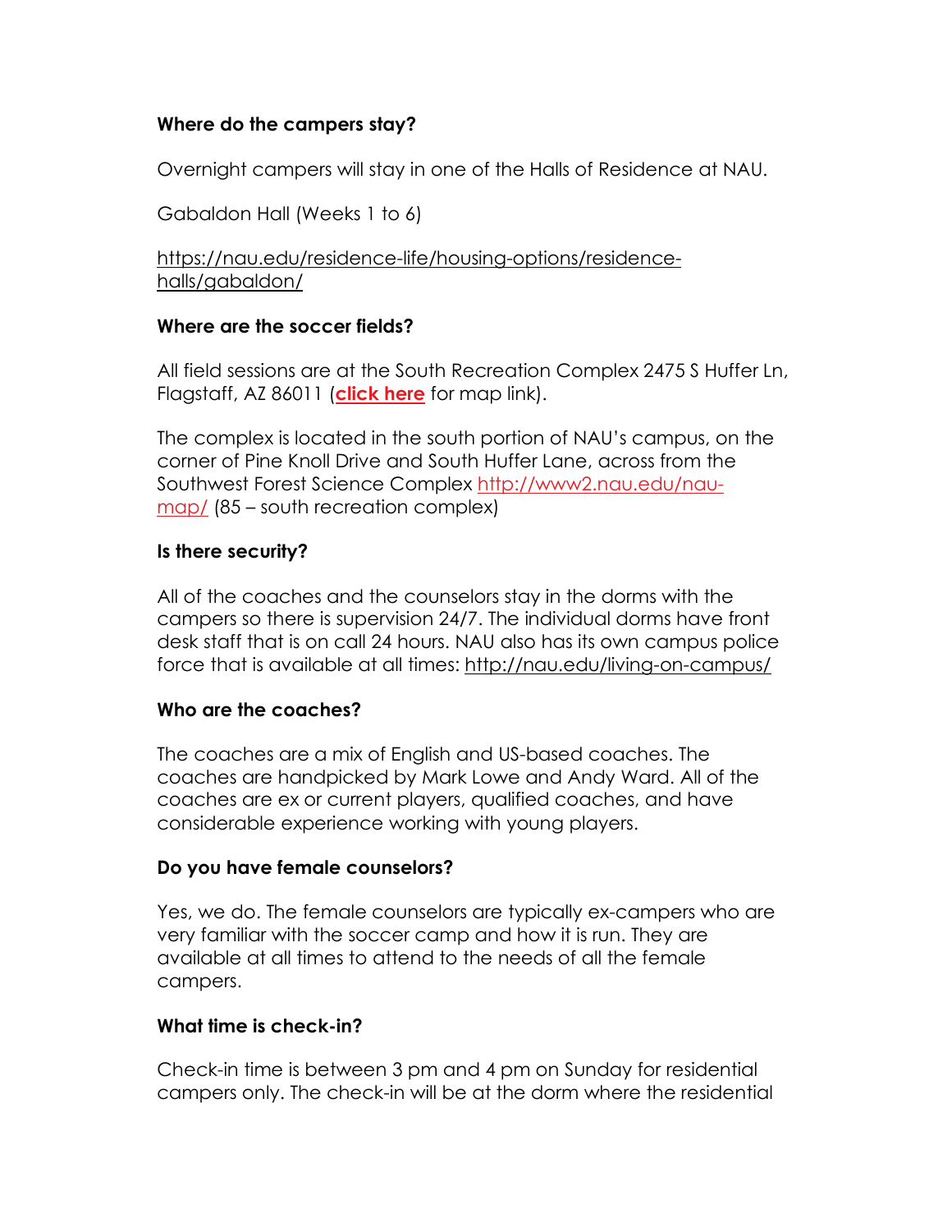**Where do the campers stay?**

Overnight campers will stay in one of the Halls of Residence at NAU.

Gabaldon Hall (Weeks 1 to 6)

https://nau.edu/residence-life/housing-options/residence-halls/gabaldon/

**Where are the soccer fields?**

All field sessions are at the South Recreation Complex 2475 S Huffer Ln, Flagstaff, AZ 86011 (**click here** for map link).

The complex is located in the south portion of NAU's campus, on the corner of Pine Knoll Drive and South Huffer Lane, across from the Southwest Forest Science Complex http://www2.nau.edu/nau-map/ (85 – south recreation complex)

**Is there security?**

All of the coaches and the counselors stay in the dorms with the campers so there is supervision 24/7. The individual dorms have front desk staff that is on call 24 hours. NAU also has its own campus police force that is available at all times: http://nau.edu/living-on-campus/

**Who are the coaches?**

The coaches are a mix of English and US-based coaches. The coaches are handpicked by Mark Lowe and Andy Ward. All of the coaches are ex or current players, qualified coaches, and have considerable experience working with young players.

**Do you have female counselors?**

Yes, we do. The female counselors are typically ex-campers who are very familiar with the soccer camp and how it is run. They are available at all times to attend to the needs of all the female campers.

**What time is check-in?**

Check-in time is between 3 pm and 4 pm on Sunday for residential campers only. The check-in will be at the dorm where the residential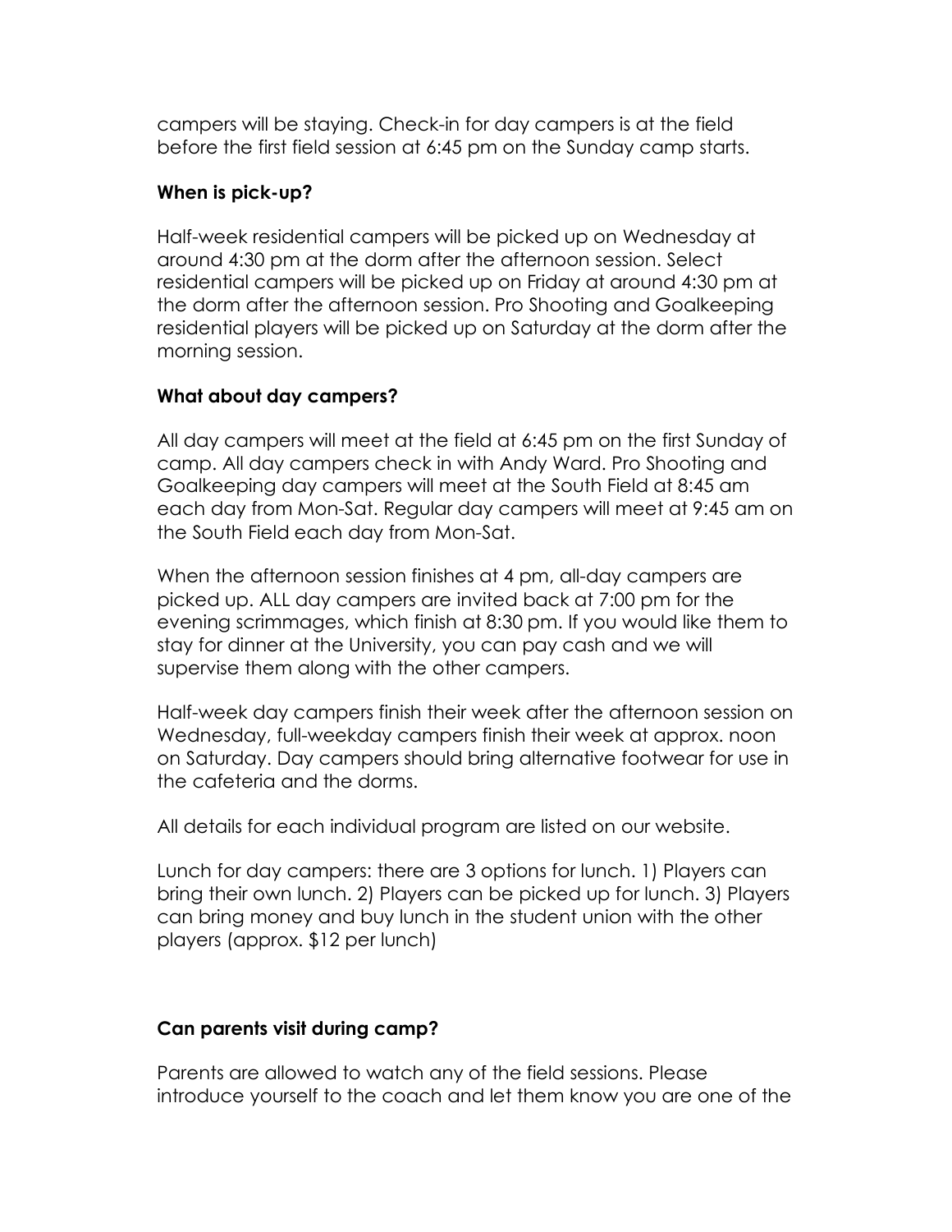campers will be staying. Check-in for day campers is at the field before the first field session at 6:45 pm on the Sunday camp starts.

**When is pick-up?**

Half-week residential campers will be picked up on Wednesday at around 4:30 pm at the dorm after the afternoon session. Select residential campers will be picked up on Friday at around 4:30 pm at the dorm after the afternoon session. Pro Shooting and Goalkeeping residential players will be picked up on Saturday at the dorm after the morning session.

**What about day campers?**

All day campers will meet at the field at 6:45 pm on the first Sunday of camp. All day campers check in with Andy Ward. Pro Shooting and Goalkeeping day campers will meet at the South Field at 8:45 am each day from Mon-Sat. Regular day campers will meet at 9:45 am on the South Field each day from Mon-Sat.

When the afternoon session finishes at 4 pm, all-day campers are picked up. ALL day campers are invited back at 7:00 pm for the evening scrimmages, which finish at 8:30 pm. If you would like them to stay for dinner at the University, you can pay cash and we will supervise them along with the other campers.

Half-week day campers finish their week after the afternoon session on Wednesday, full-weekday campers finish their week at approx. noon on Saturday. Day campers should bring alternative footwear for use in the cafeteria and the dorms.

All details for each individual program are listed on our website.

Lunch for day campers: there are 3 options for lunch. 1) Players can bring their own lunch. 2) Players can be picked up for lunch. 3) Players can bring money and buy lunch in the student union with the other players (approx. $12 per lunch)

**Can parents visit during camp?**

Parents are allowed to watch any of the field sessions. Please introduce yourself to the coach and let them know you are one of the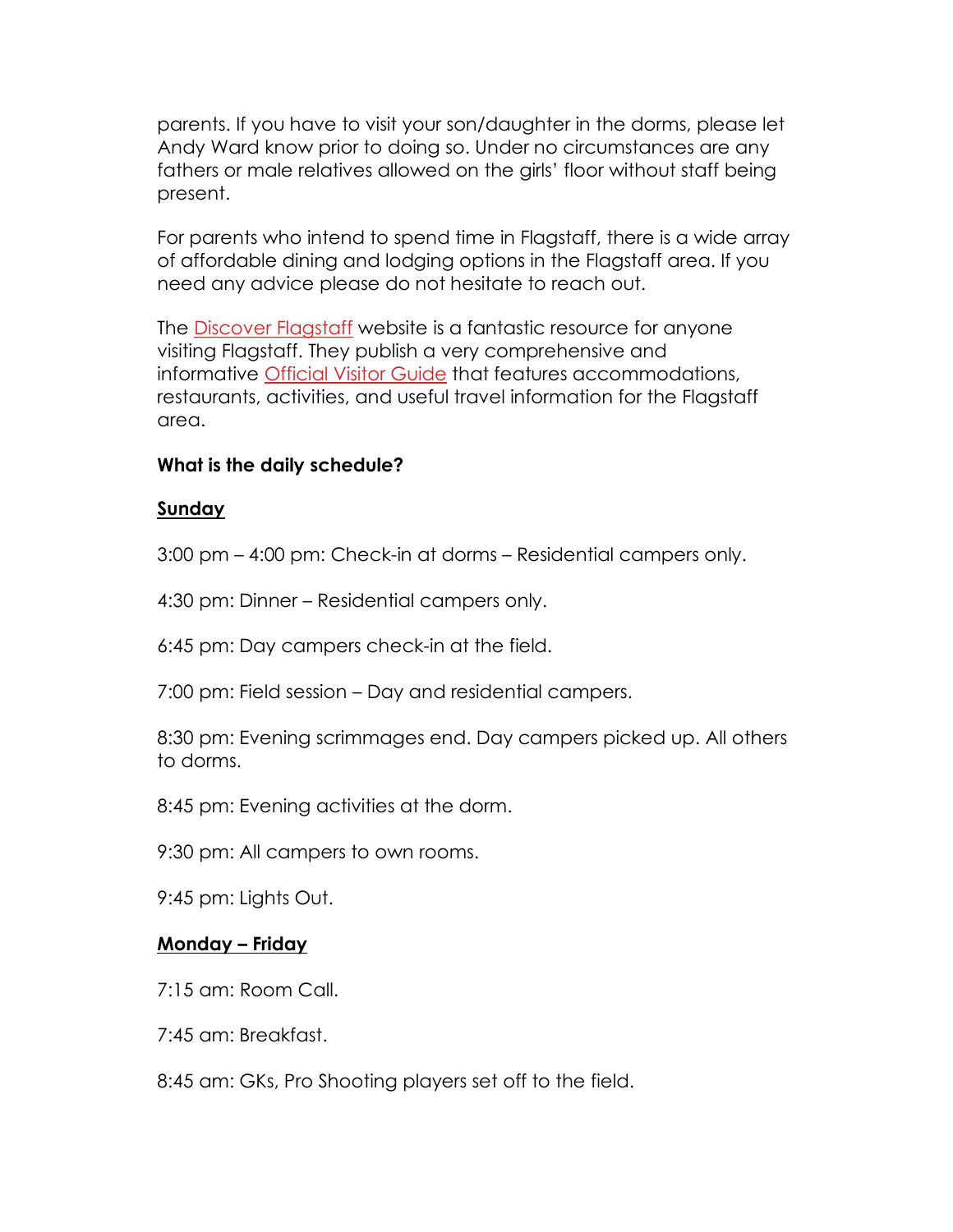parents. If you have to visit your son/daughter in the dorms, please let Andy Ward know prior to doing so. Under no circumstances are any fathers or male relatives allowed on the girls' floor without staff being present.

For parents who intend to spend time in Flagstaff, there is a wide array of affordable dining and lodging options in the Flagstaff area. If you need any advice please do not hesitate to reach out.

The Discover Flagstaff website is a fantastic resource for anyone visiting Flagstaff. They publish a very comprehensive and informative Official Visitor Guide that features accommodations, restaurants, activities, and useful travel information for the Flagstaff area.

**What is the daily schedule?**

**Sunday**

3:00 pm – 4:00 pm: Check-in at dorms – Residential campers only.

4:30 pm: Dinner – Residential campers only.

6:45 pm: Day campers check-in at the field.

7:00 pm: Field session – Day and residential campers.

8:30 pm: Evening scrimmages end. Day campers picked up. All others to dorms.

8:45 pm: Evening activities at the dorm.

9:30 pm: All campers to own rooms.

9:45 pm: Lights Out.

**Monday – Friday**

7:15 am: Room Call.

7:45 am: Breakfast.

8:45 am: GKs, Pro Shooting players set off to the field.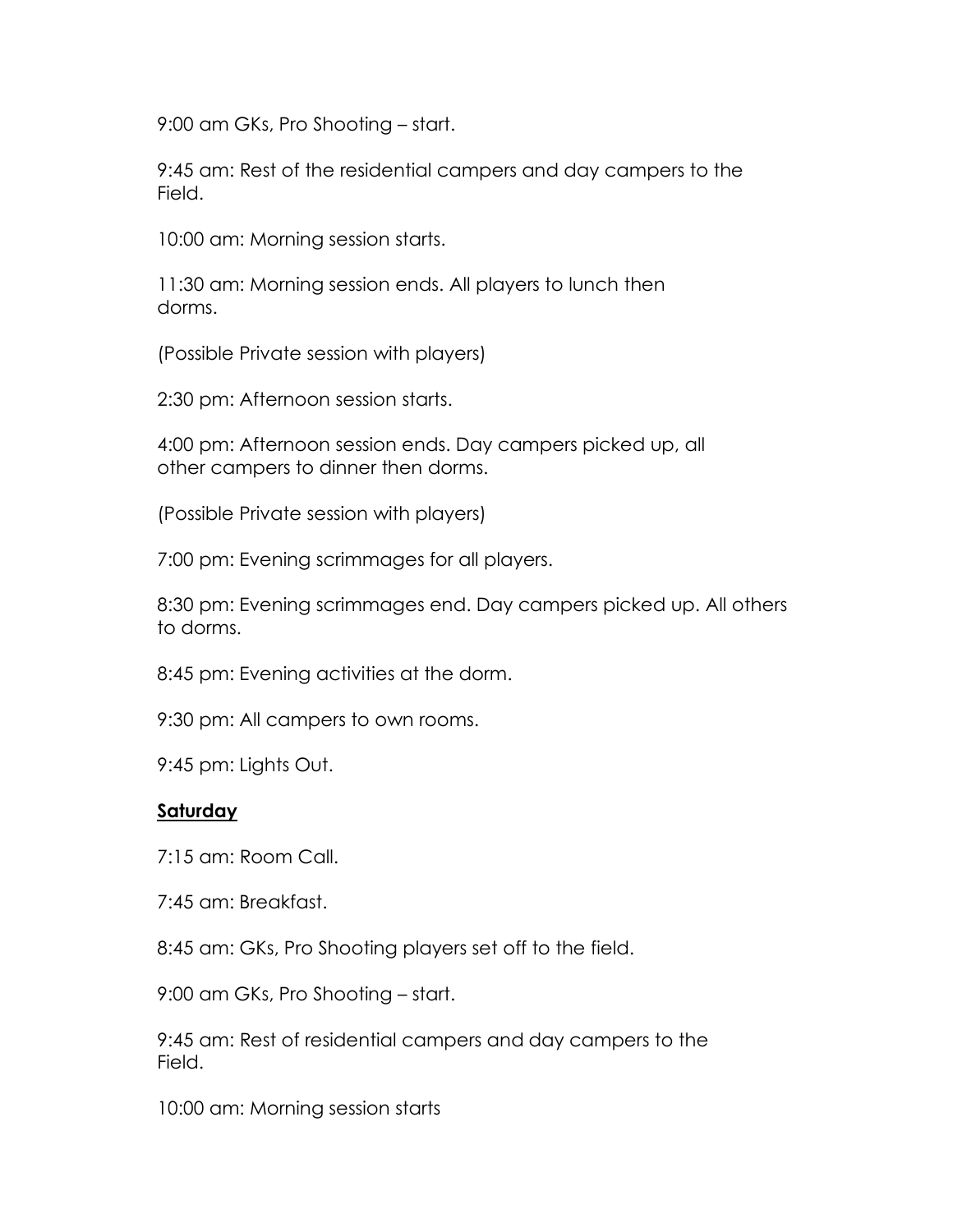9:00 am GKs, Pro Shooting – start.

9:45 am: Rest of the residential campers and day campers to the Field.

10:00 am: Morning session starts.

11:30 am: Morning session ends. All players to lunch then dorms.

(Possible Private session with players)

2:30 pm: Afternoon session starts.

4:00 pm: Afternoon session ends. Day campers picked up, all other campers to dinner then dorms.

(Possible Private session with players)

7:00 pm: Evening scrimmages for all players.

8:30 pm: Evening scrimmages end. Day campers picked up. All others to dorms.

8:45 pm: Evening activities at the dorm.

9:30 pm: All campers to own rooms.

9:45 pm: Lights Out.

**Saturday**

7:15 am: Room Call.

7:45 am: Breakfast.

8:45 am: GKs, Pro Shooting players set off to the field.

9:00 am GKs, Pro Shooting – start.

9:45 am: Rest of residential campers and day campers to the Field.

10:00 am: Morning session starts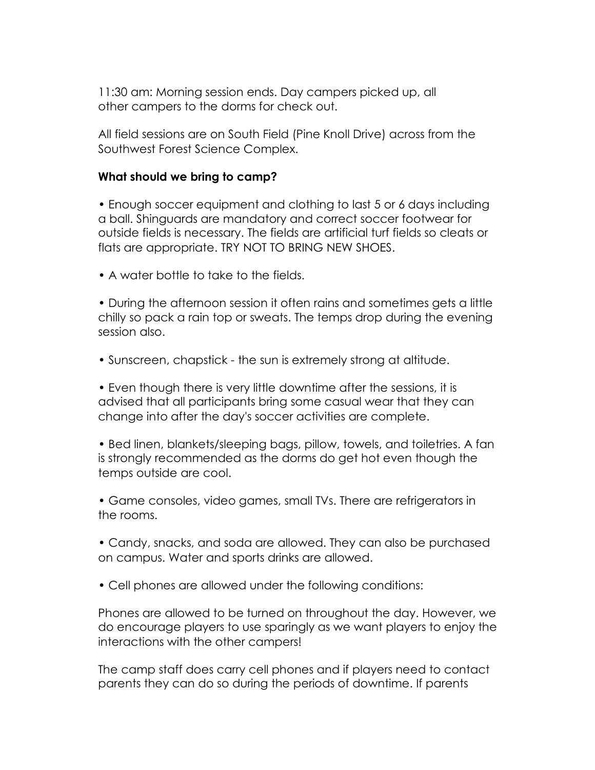11:30 am: Morning session ends. Day campers picked up, all other campers to the dorms for check out.

All field sessions are on South Field (Pine Knoll Drive) across from the Southwest Forest Science Complex.

**What should we bring to camp?**

• Enough soccer equipment and clothing to last 5 or 6 days including a ball. Shinguards are mandatory and correct soccer footwear for outside fields is necessary. The fields are artificial turf fields so cleats or flats are appropriate. TRY NOT TO BRING NEW SHOES.

• A water bottle to take to the fields.

• During the afternoon session it often rains and sometimes gets a little chilly so pack a rain top or sweats. The temps drop during the evening session also.

• Sunscreen, chapstick - the sun is extremely strong at altitude.

• Even though there is very little downtime after the sessions, it is advised that all participants bring some casual wear that they can change into after the day's soccer activities are complete.

• Bed linen, blankets/sleeping bags, pillow, towels, and toiletries. A fan is strongly recommended as the dorms do get hot even though the temps outside are cool.

• Game consoles, video games, small TVs. There are refrigerators in the rooms.

• Candy, snacks, and soda are allowed. They can also be purchased on campus. Water and sports drinks are allowed.

• Cell phones are allowed under the following conditions:

Phones are allowed to be turned on throughout the day. However, we do encourage players to use sparingly as we want players to enjoy the interactions with the other campers!

The camp staff does carry cell phones and if players need to contact parents they can do so during the periods of downtime. If parents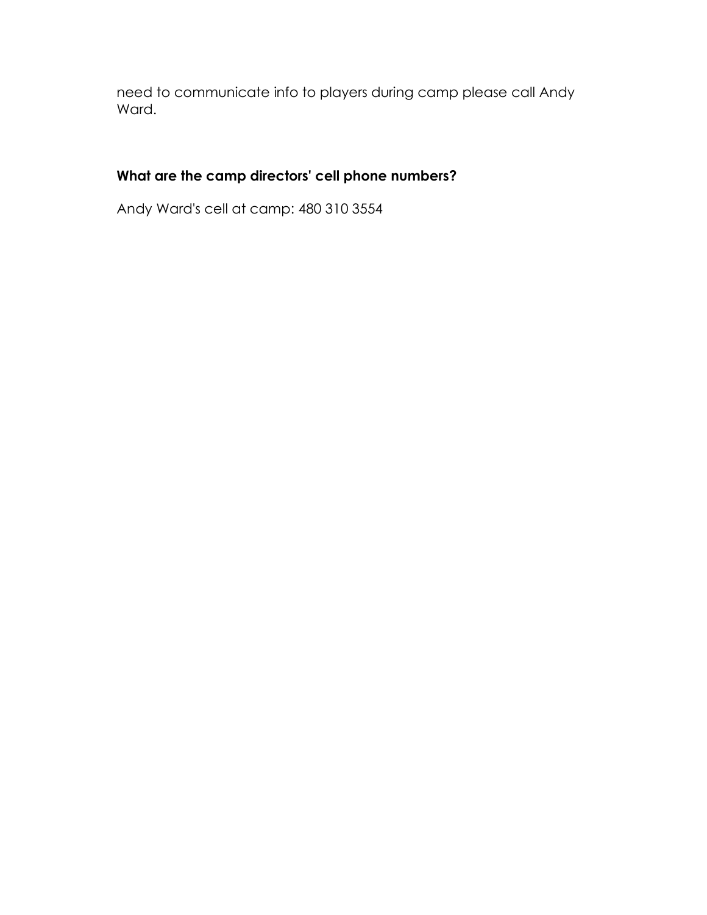need to communicate info to players during camp please call Andy Ward.

### What are the camp directors' cell phone numbers?

Andy Ward's cell at camp: 480 310 3554